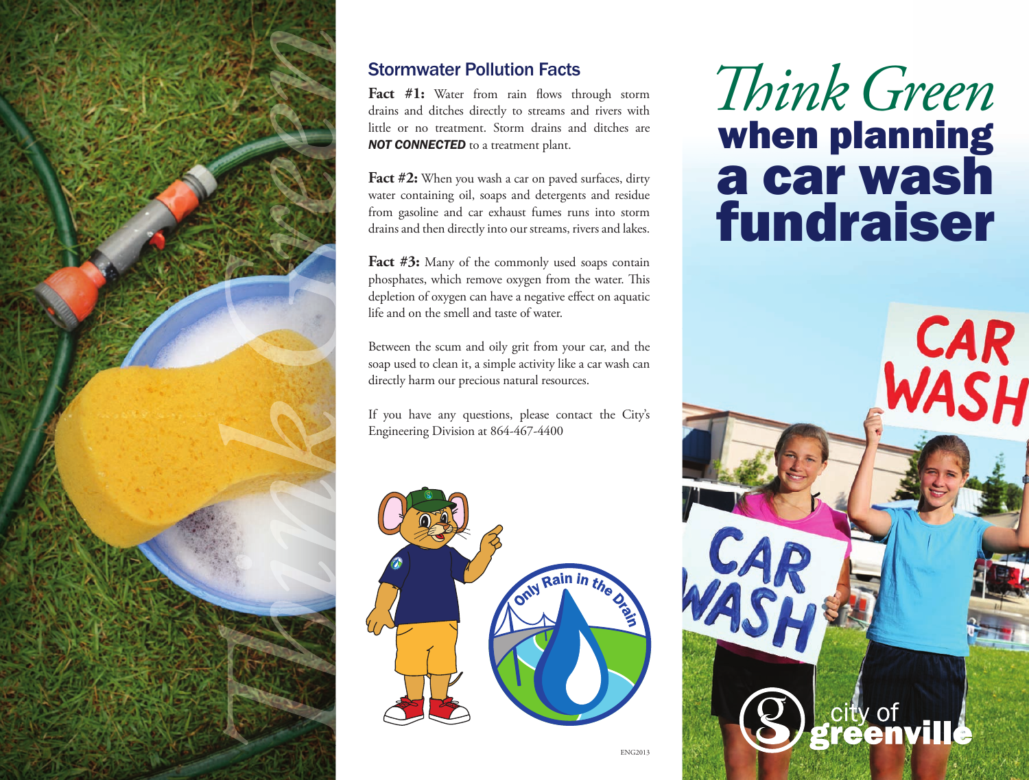## Stormwater Pollution Facts

**Fact #1:** Water from rain flows through storm drains and ditches directly to streams and rivers with little or no treatment. Storm drains and ditches are ***NOT CONNECTED*** to a treatment plant.

**Fact #2:** When you wash a car on paved surfaces, dirty water containing oil, soaps and detergents and residue from gasoline and car exhaust fumes runs into storm drains and then directly into our streams, rivers and lakes.

**Fact #3:** Many of the commonly used soaps contain phosphates, which remove oxygen from the water. This depletion of oxygen can have a negative effect on aquatic life and on the smell and taste of water.

Between the scum and oily grit from your car, and the soap used to clean it, a simple activity like a car wash can directly harm our precious natural resources.

If you have any questions, please contact the City's Engineering Division at 864-467-4400

Only Rain in the Drain

ENG2013

# *Think Green* when planning a car wash fundraiser

CAR WASH

CAR WASH

city of greenville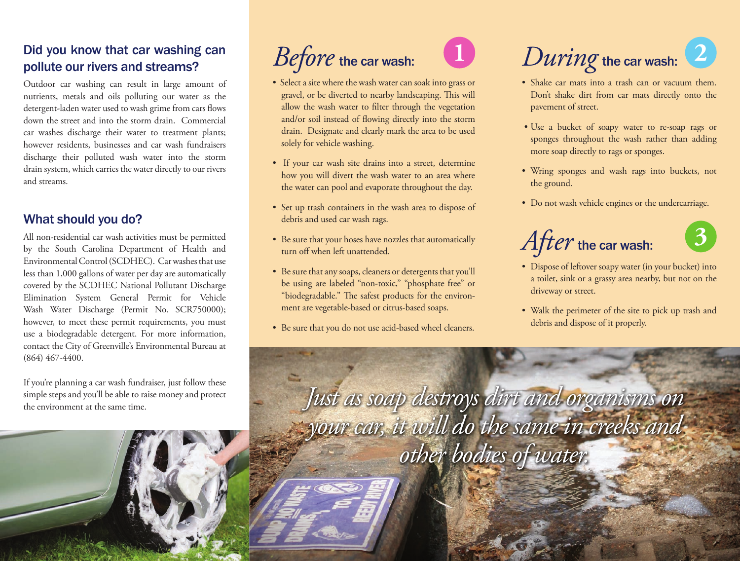## Did you know that car washing can pollute our rivers and streams?

Outdoor car washing can result in large amount of nutrients, metals and oils polluting our water as the detergent-laden water used to wash grime from cars flows down the street and into the storm drain. Commercial car washes discharge their water to treatment plants; however residents, businesses and car wash fundraisers discharge their polluted wash water into the storm drain system, which carries the water directly to our rivers and streams.

## What should you do?

All non-residential car wash activities must be permitted by the South Carolina Department of Health and Environmental Control (SCDHEC). Car washes that use less than 1,000 gallons of water per day are automatically covered by the SCDHEC National Pollutant Discharge Elimination System General Permit for Vehicle Wash Water Discharge (Permit No. SCR750000); however, to meet these permit requirements, you must use a biodegradable detergent. For more information, contact the City of Greenville's Environmental Bureau at (864) 467-4400.

If you're planning a car wash fundraiser, just follow these simple steps and you'll be able to raise money and protect the environment at the same time.

## 1 *Before* the car wash:

- Select a site where the wash water can soak into grass or gravel, or be diverted to nearby landscaping. This will allow the wash water to filter through the vegetation and/or soil instead of flowing directly into the storm drain. Designate and clearly mark the area to be used solely for vehicle washing.
- If your car wash site drains into a street, determine how you will divert the wash water to an area where the water can pool and evaporate throughout the day.
- Set up trash containers in the wash area to dispose of debris and used car wash rags.
- Be sure that your hoses have nozzles that automatically turn off when left unattended.
- Be sure that any soaps, cleaners or detergents that you'll be using are labeled "non-toxic," "phosphate free" or "biodegradable." The safest products for the environment are vegetable-based or citrus-based soaps.
- Be sure that you do not use acid-based wheel cleaners.

## 2 *During* the car wash:

- Shake car mats into a trash can or vacuum them. Don't shake dirt from car mats directly onto the pavement of street.
- Use a bucket of soapy water to re-soap rags or sponges throughout the wash rather than adding more soap directly to rags or sponges.
- Wring sponges and wash rags into buckets, not the ground.
- Do not wash vehicle engines or the undercarriage.

## 3 *After* the car wash:

- Dispose of leftover soapy water (in your bucket) into a toilet, sink or a grassy area nearby, but not on the driveway or street.
- Walk the perimeter of the site to pick up trash and debris and dispose of it properly.

*Just as soap destroys dirt and organisms on your car, it will do the same in creeks and other bodies of water.*